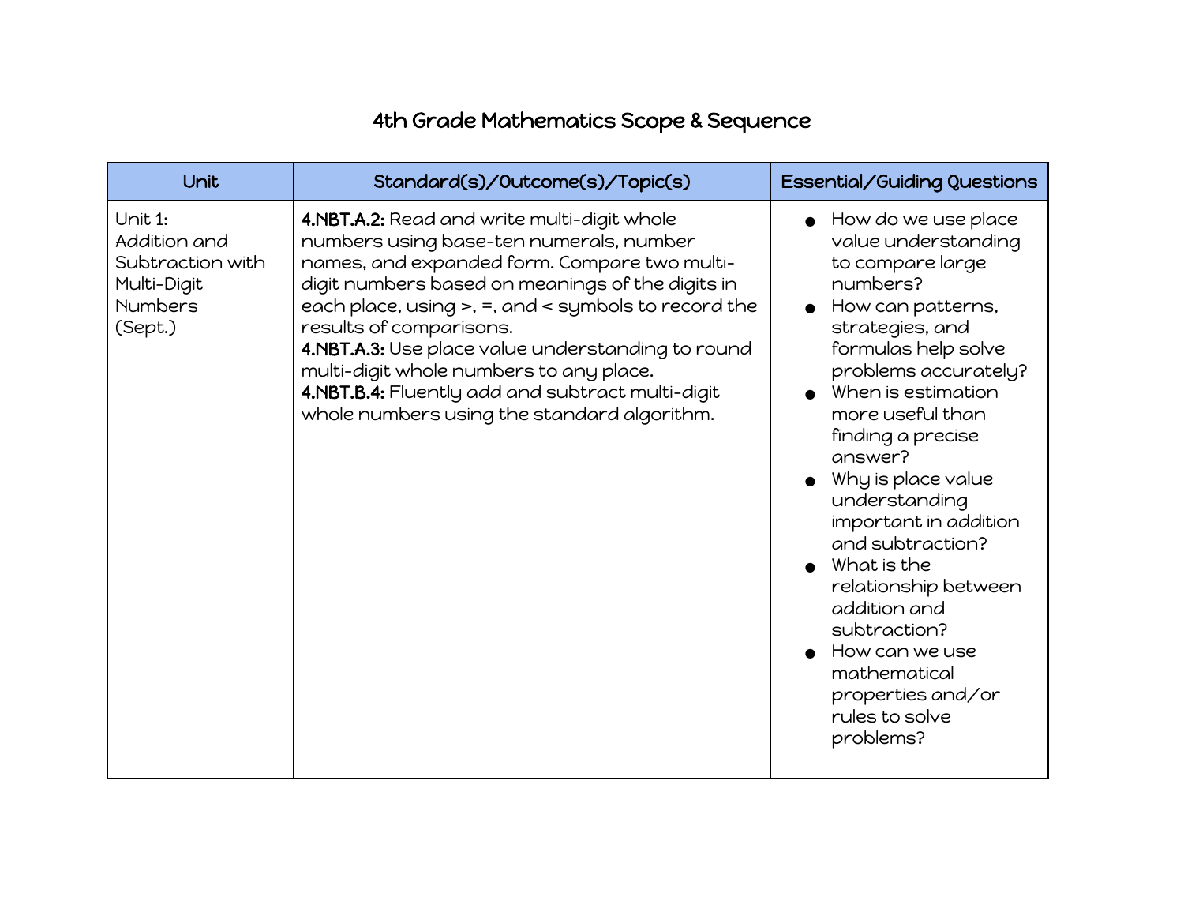# 4th Grade Mathematics Scope & Sequence

| Unit | Standard(s)/Outcome(s)/Topic(s) | Essential/Guiding Questions |
|---|---|---|
| Unit 1:<br>Addition and Subtraction with Multi-Digit Numbers<br>(Sept.) | **4.NBT.A.2:** Read and write multi-digit whole numbers using base-ten numerals, number names, and expanded form. Compare two multi-digit numbers based on meanings of the digits in each place, using >, =, and < symbols to record the results of comparisons.<br>**4.NBT.A.3:** Use place value understanding to round multi-digit whole numbers to any place.<br>**4.NBT.B.4:** Fluently add and subtract multi-digit whole numbers using the standard algorithm. | • How do we use place value understanding to compare large numbers?<br>• How can patterns, strategies, and formulas help solve problems accurately?<br>• When is estimation more useful than finding a precise answer?<br>• Why is place value understanding important in addition and subtraction?<br>• What is the relationship between addition and subtraction?<br>• How can we use mathematical properties and/or rules to solve problems? |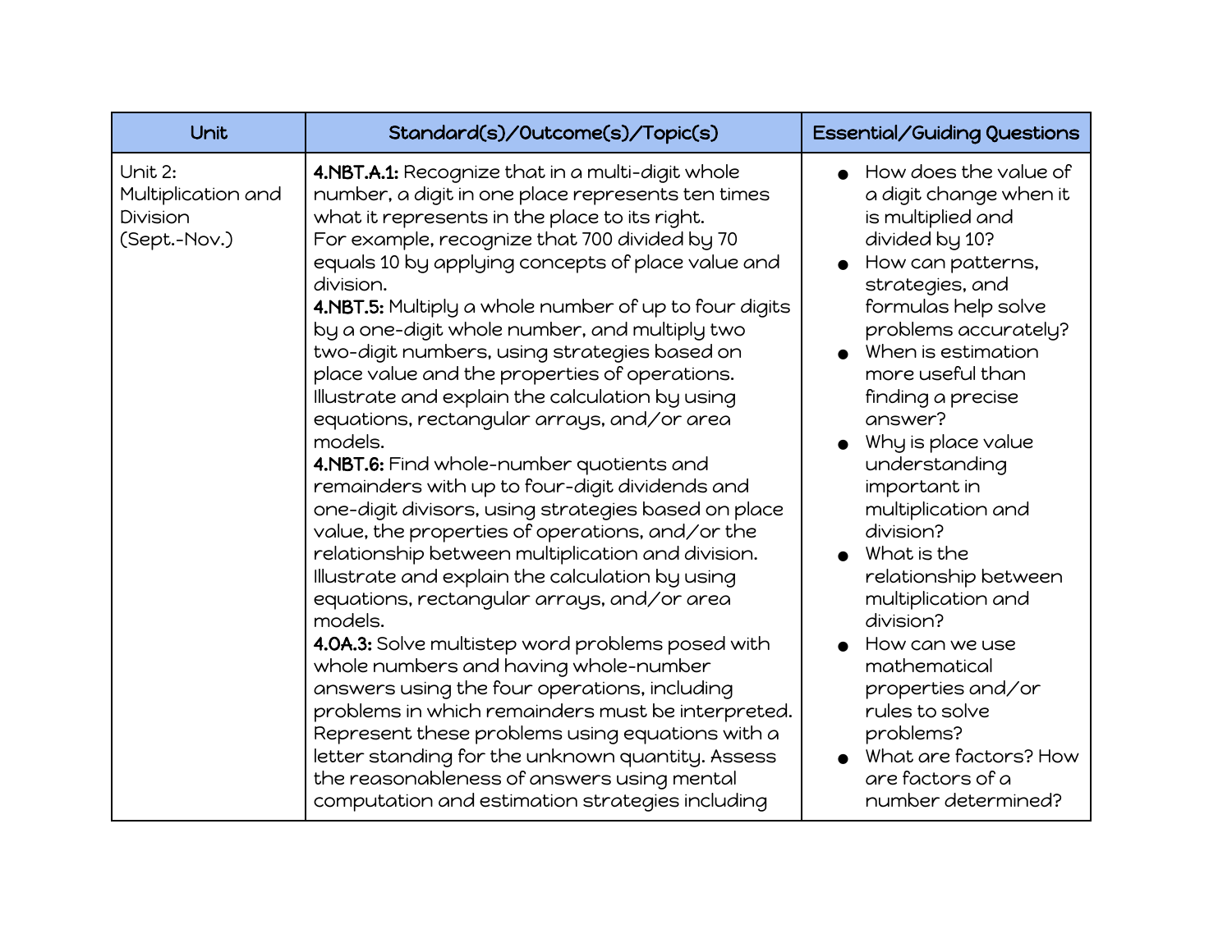| Unit | Standard(s)/Outcome(s)/Topic(s) | Essential/Guiding Questions |
| --- | --- | --- |
| Unit 2: Multiplication and Division (Sept.-Nov.) | **4.NBT.A.1:** Recognize that in a multi-digit whole number, a digit in one place represents ten times what it represents in the place to its right. For example, recognize that 700 divided by 70 equals 10 by applying concepts of place value and division.<br>**4.NBT.5:** Multiply a whole number of up to four digits by a one-digit whole number, and multiply two two-digit numbers, using strategies based on place value and the properties of operations. Illustrate and explain the calculation by using equations, rectangular arrays, and/or area models.<br>**4.NBT.6:** Find whole-number quotients and remainders with up to four-digit dividends and one-digit divisors, using strategies based on place value, the properties of operations, and/or the relationship between multiplication and division. Illustrate and explain the calculation by using equations, rectangular arrays, and/or area models.<br>**4.OA.3:** Solve multistep word problems posed with whole numbers and having whole-number answers using the four operations, including problems in which remainders must be interpreted. Represent these problems using equations with a letter standing for the unknown quantity. Assess the reasonableness of answers using mental computation and estimation strategies including | • How does the value of a digit change when it is multiplied and divided by 10?<br>• How can patterns, strategies, and formulas help solve problems accurately?<br>• When is estimation more useful than finding a precise answer?<br>• Why is place value understanding important in multiplication and division?<br>• What is the relationship between multiplication and division?<br>• How can we use mathematical properties and/or rules to solve problems?<br>• What are factors? How are factors of a number determined? |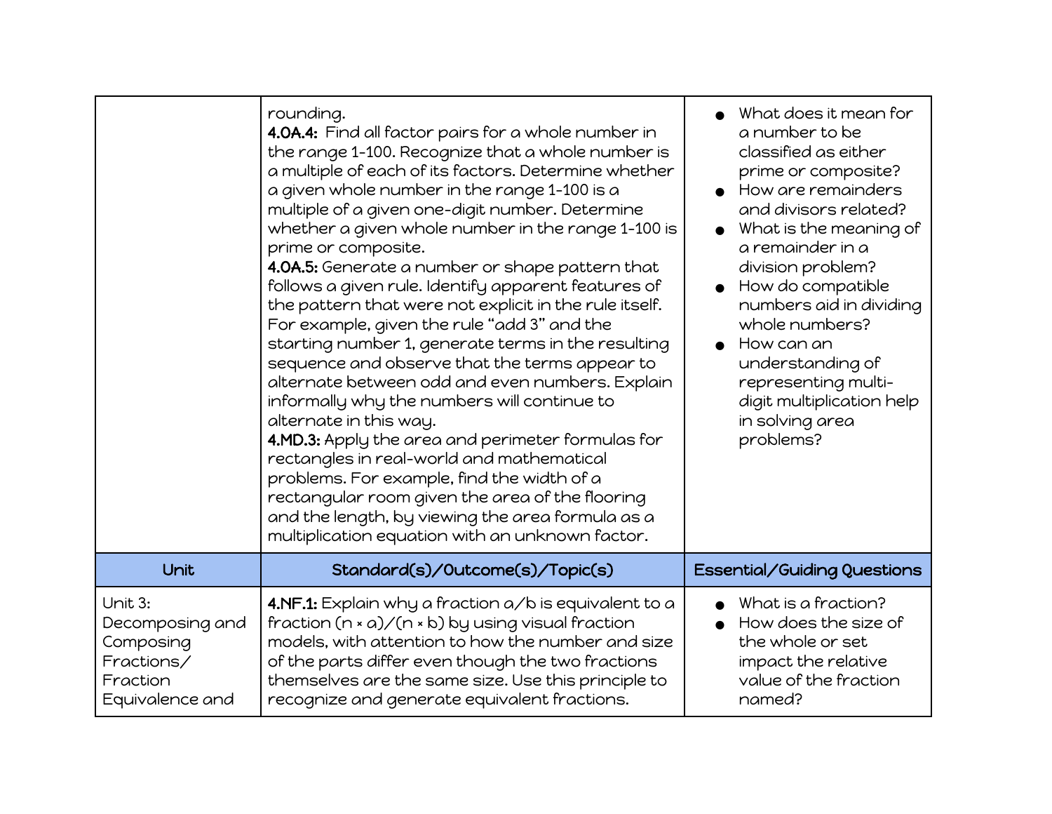| | | |
|---|---|---|
| | rounding.<br>**4.OA.4:** Find all factor pairs for a whole number in the range 1-100. Recognize that a whole number is a multiple of each of its factors. Determine whether a given whole number in the range 1-100 is a multiple of a given one-digit number. Determine whether a given whole number in the range 1-100 is prime or composite.<br>**4.OA.5:** Generate a number or shape pattern that follows a given rule. Identify apparent features of the pattern that were not explicit in the rule itself. For example, given the rule "add 3" and the starting number 1, generate terms in the resulting sequence and observe that the terms appear to alternate between odd and even numbers. Explain informally why the numbers will continue to alternate in this way.<br>**4.MD.3:** Apply the area and perimeter formulas for rectangles in real-world and mathematical problems. For example, find the width of a rectangular room given the area of the flooring and the length, by viewing the area formula as a multiplication equation with an unknown factor. | • What does it mean for a number to be classified as either prime or composite?<br>• How are remainders and divisors related?<br>• What is the meaning of a remainder in a division problem?<br>• How do compatible numbers aid in dividing whole numbers?<br>• How can an understanding of representing multi-digit multiplication help in solving area problems? |
| **Unit** | **Standard(s)/Outcome(s)/Topic(s)** | **Essential/Guiding Questions** |
| Unit 3: Decomposing and Composing Fractions/ Fraction Equivalence and | **4.NF.1:** Explain why a fraction a/b is equivalent to a fraction (n × a)/(n × b) by using visual fraction models, with attention to how the number and size of the parts differ even though the two fractions themselves are the same size. Use this principle to recognize and generate equivalent fractions. | • What is a fraction?<br>• How does the size of the whole or set impact the relative value of the fraction named? |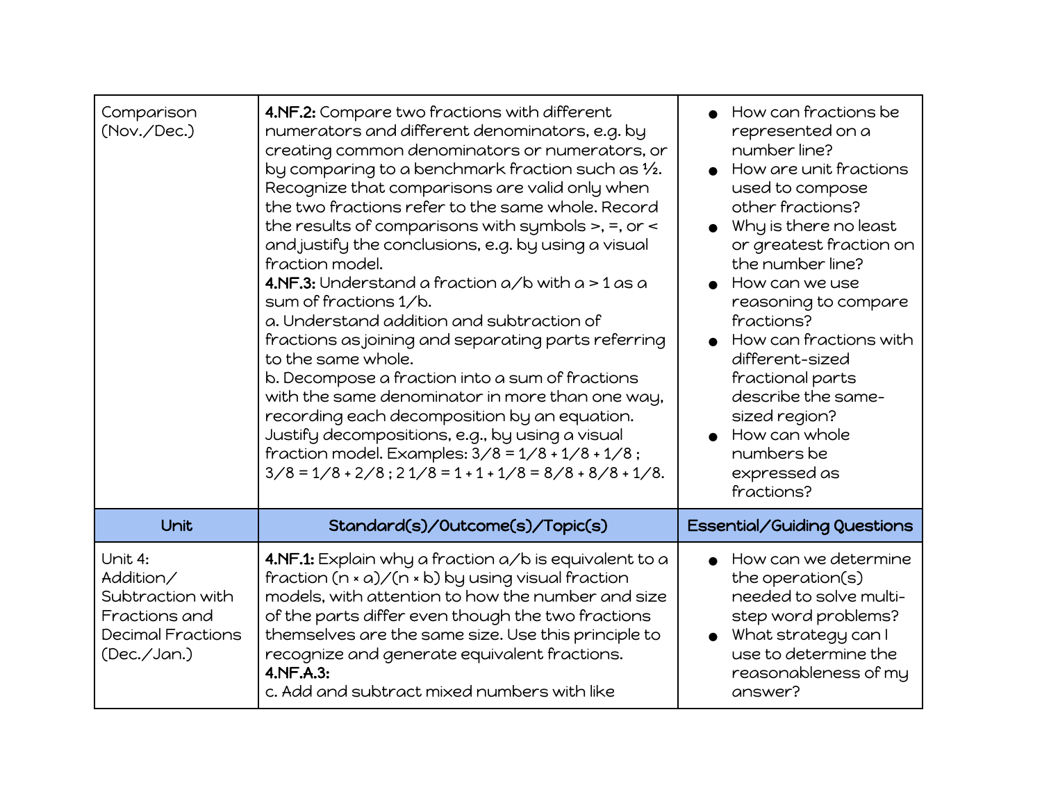| Comparison (Nov./Dec.) | **4.NF.2:** Compare two fractions with different numerators and different denominators, e.g. by creating common denominators or numerators, or by comparing to a benchmark fraction such as ½. Recognize that comparisons are valid only when the two fractions refer to the same whole. Record the results of comparisons with symbols >, =, or < and justify the conclusions, e.g. by using a visual fraction model.<br>**4.NF.3:** Understand a fraction a/b with a > 1 as a sum of fractions 1/b.<br>a. Understand addition and subtraction of fractions as joining and separating parts referring to the same whole.<br>b. Decompose a fraction into a sum of fractions with the same denominator in more than one way, recording each decomposition by an equation. Justify decompositions, e.g., by using a visual fraction model. Examples: 3/8 = 1/8 + 1/8 + 1/8 ; 3/8 = 1/8 + 2/8 ; 2 1/8 = 1 + 1 + 1/8 = 8/8 + 8/8 + 1/8. | ● How can fractions be represented on a number line?<br>● How are unit fractions used to compose other fractions?<br>● Why is there no least or greatest fraction on the number line?<br>● How can we use reasoning to compare fractions?<br>● How can fractions with different-sized fractional parts describe the same-sized region?<br>● How can whole numbers be expressed as fractions? |
|---|---|---|
| **Unit** | **Standard(s)/Outcome(s)/Topic(s)** | **Essential/Guiding Questions** |
| Unit 4: Addition/ Subtraction with Fractions and Decimal Fractions (Dec./Jan.) | **4.NF.1:** Explain why a fraction a/b is equivalent to a fraction (n × a)/(n × b) by using visual fraction models, with attention to how the number and size of the parts differ even though the two fractions themselves are the same size. Use this principle to recognize and generate equivalent fractions.<br>**4.NF.A.3:**<br>c. Add and subtract mixed numbers with like | ● How can we determine the operation(s) needed to solve multi-step word problems?<br>● What strategy can I use to determine the reasonableness of my answer? |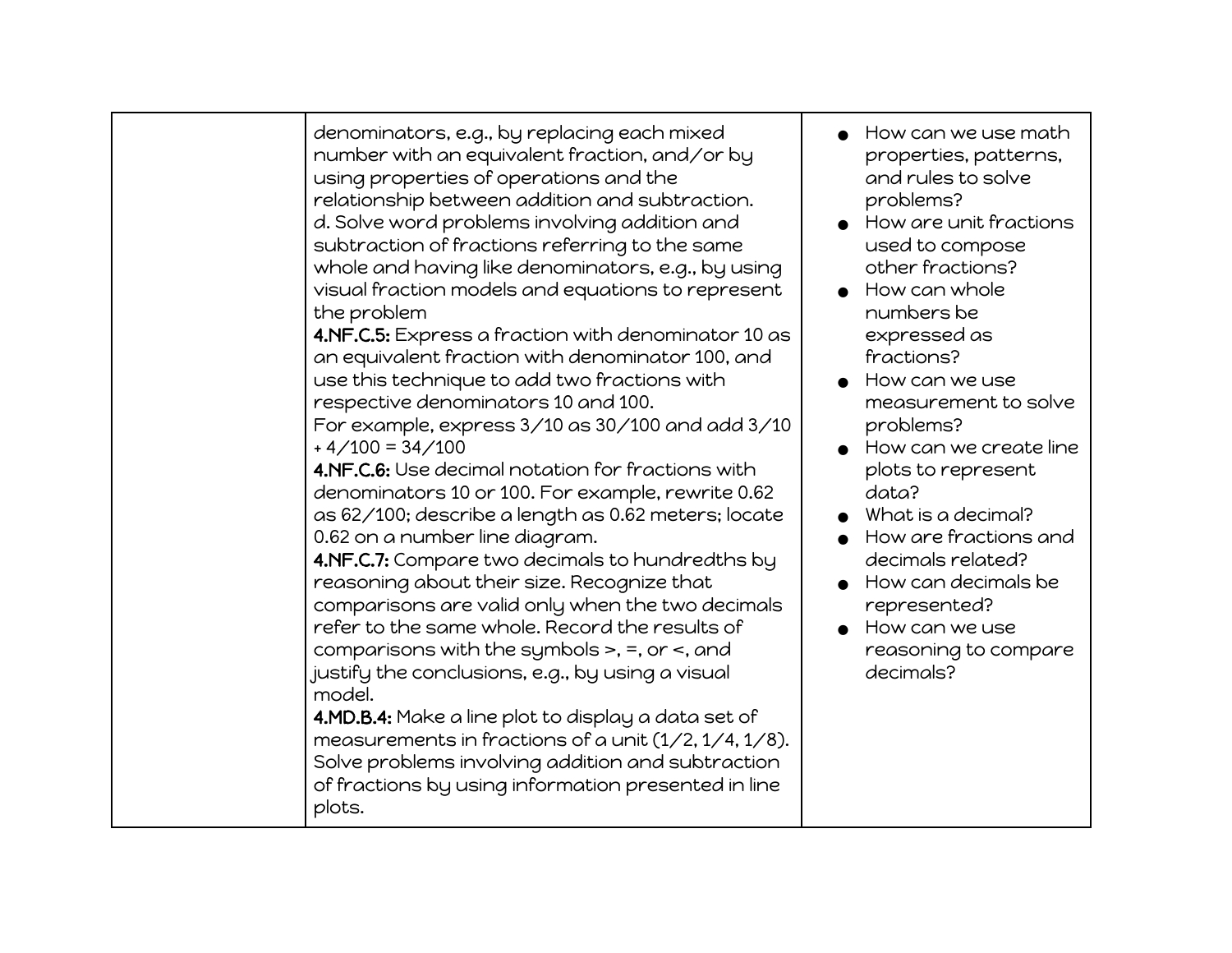| | | |
|---|---|---|
| | denominators, e.g., by replacing each mixed number with an equivalent fraction, and/or by using properties of operations and the relationship between addition and subtraction.<br>d. Solve word problems involving addition and subtraction of fractions referring to the same whole and having like denominators, e.g., by using visual fraction models and equations to represent the problem<br>**4.NF.C.5:** Express a fraction with denominator 10 as an equivalent fraction with denominator 100, and use this technique to add two fractions with respective denominators 10 and 100.<br>For example, express 3/10 as 30/100 and add 3/10 + 4/100 = 34/100<br>**4.NF.C.6:** Use decimal notation for fractions with denominators 10 or 100. For example, rewrite 0.62 as 62/100; describe a length as 0.62 meters; locate 0.62 on a number line diagram.<br>**4.NF.C.7:** Compare two decimals to hundredths by reasoning about their size. Recognize that comparisons are valid only when the two decimals refer to the same whole. Record the results of comparisons with the symbols >, =, or <, and justify the conclusions, e.g., by using a visual model.<br>**4.MD.B.4:** Make a line plot to display a data set of measurements in fractions of a unit (1/2, 1/4, 1/8). Solve problems involving addition and subtraction of fractions by using information presented in line plots. | ● How can we use math properties, patterns, and rules to solve problems?<br>● How are unit fractions used to compose other fractions?<br>● How can whole numbers be expressed as fractions?<br>● How can we use measurement to solve problems?<br>● How can we create line plots to represent data?<br>● What is a decimal?<br>● How are fractions and decimals related?<br>● How can decimals be represented?<br>● How can we use reasoning to compare decimals? |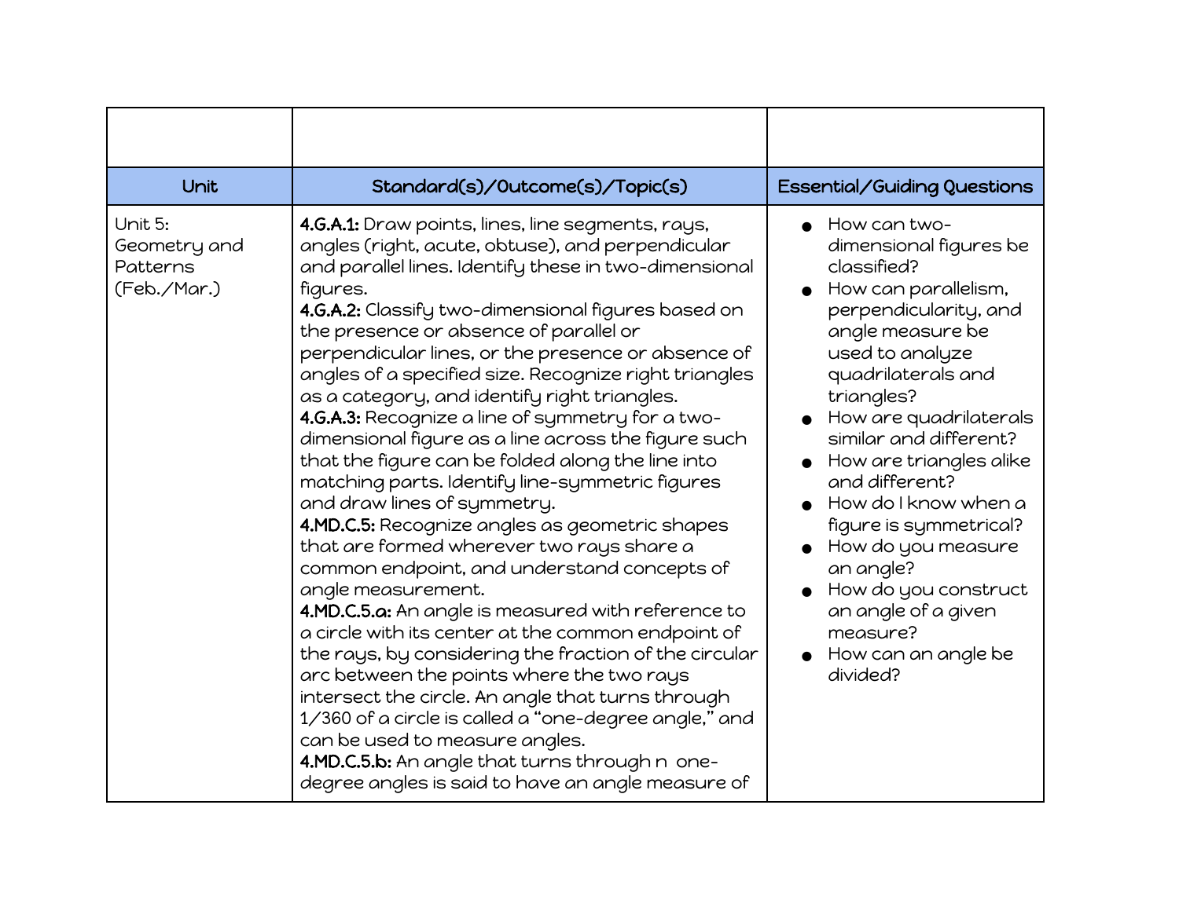| | | |
|---|---|---|
| **Unit** | **Standard(s)/Outcome(s)/Topic(s)** | **Essential/Guiding Questions** |
| Unit 5: Geometry and Patterns (Feb./Mar.) | **4.G.A.1:** Draw points, lines, line segments, rays, angles (right, acute, obtuse), and perpendicular and parallel lines. Identify these in two-dimensional figures.<br>**4.G.A.2:** Classify two-dimensional figures based on the presence or absence of parallel or perpendicular lines, or the presence or absence of angles of a specified size. Recognize right triangles as a category, and identify right triangles.<br>**4.G.A.3:** Recognize a line of symmetry for a two-dimensional figure as a line across the figure such that the figure can be folded along the line into matching parts. Identify line-symmetric figures and draw lines of symmetry.<br>**4.MD.C.5:** Recognize angles as geometric shapes that are formed wherever two rays share a common endpoint, and understand concepts of angle measurement.<br>**4.MD.C.5.a:** An angle is measured with reference to a circle with its center at the common endpoint of the rays, by considering the fraction of the circular arc between the points where the two rays intersect the circle. An angle that turns through 1/360 of a circle is called a "one-degree angle," and can be used to measure angles.<br>**4.MD.C.5.b:** An angle that turns through $n$ one-degree angles is said to have an angle measure of | • How can two-dimensional figures be classified?<br>• How can parallelism, perpendicularity, and angle measure be used to analyze quadrilaterals and triangles?<br>• How are quadrilaterals similar and different?<br>• How are triangles alike and different?<br>• How do I know when a figure is symmetrical?<br>• How do you measure an angle?<br>• How do you construct an angle of a given measure?<br>• How can an angle be divided? |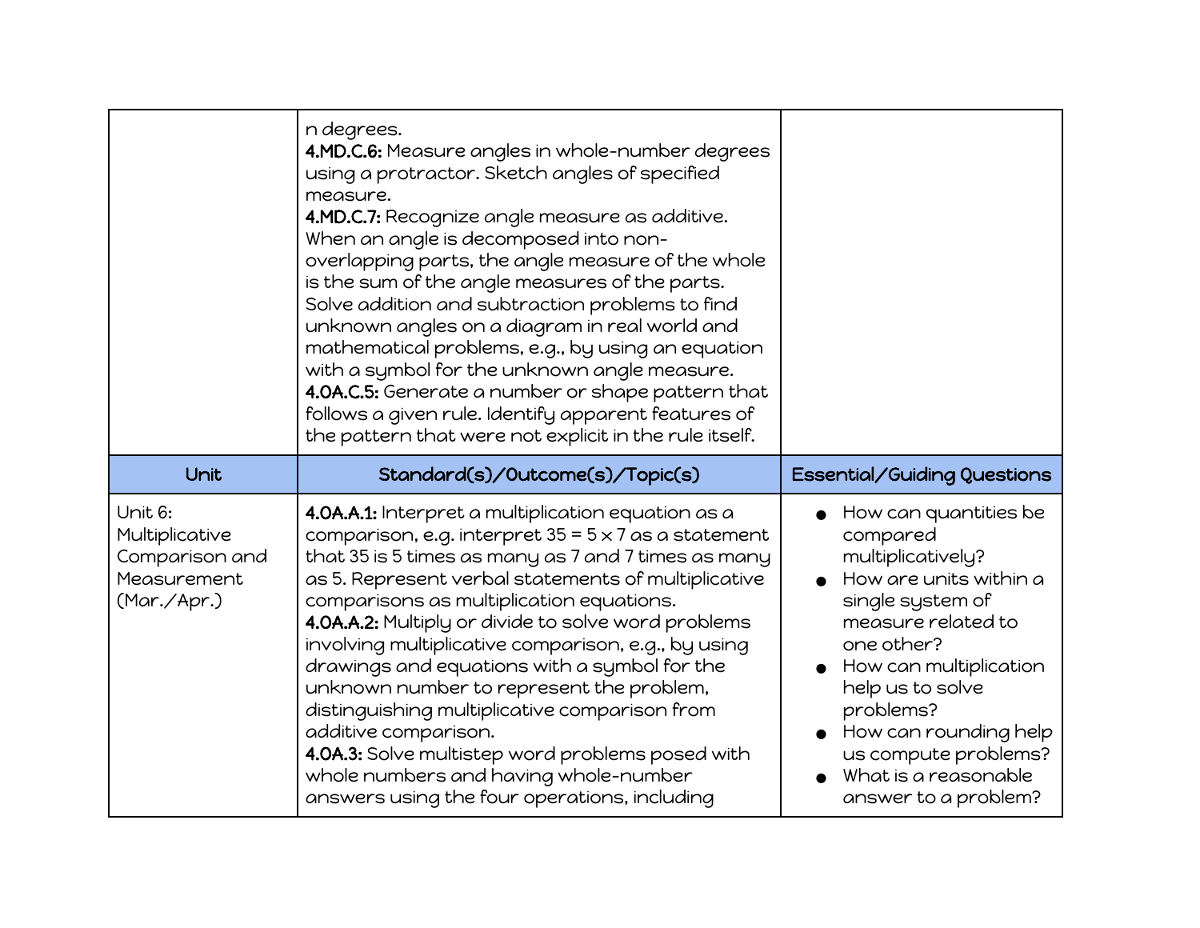| | | |
|---|---|---|
| | n degrees.<br>**4.MD.C.6:** Measure angles in whole-number degrees using a protractor. Sketch angles of specified measure.<br>**4.MD.C.7:** Recognize angle measure as additive. When an angle is decomposed into non-overlapping parts, the angle measure of the whole is the sum of the angle measures of the parts. Solve addition and subtraction problems to find unknown angles on a diagram in real world and mathematical problems, e.g., by using an equation with a symbol for the unknown angle measure.<br>**4.OA.C.5:** Generate a number or shape pattern that follows a given rule. Identify apparent features of the pattern that were not explicit in the rule itself. | |
| **Unit** | **Standard(s)/Outcome(s)/Topic(s)** | **Essential/Guiding Questions** |
| Unit 6: Multiplicative Comparison and Measurement (Mar./Apr.) | **4.OA.A.1:** Interpret a multiplication equation as a comparison, e.g. interpret 35 = 5 x 7 as a statement that 35 is 5 times as many as 7 and 7 times as many as 5. Represent verbal statements of multiplicative comparisons as multiplication equations.<br>**4.OA.A.2:** Multiply or divide to solve word problems involving multiplicative comparison, e.g., by using drawings and equations with a symbol for the unknown number to represent the problem, distinguishing multiplicative comparison from additive comparison.<br>**4.OA.3:** Solve multistep word problems posed with whole numbers and having whole-number answers using the four operations, including | • How can quantities be compared multiplicatively?<br>• How are units within a single system of measure related to one other?<br>• How can multiplication help us to solve problems?<br>• How can rounding help us compute problems?<br>• What is a reasonable answer to a problem? |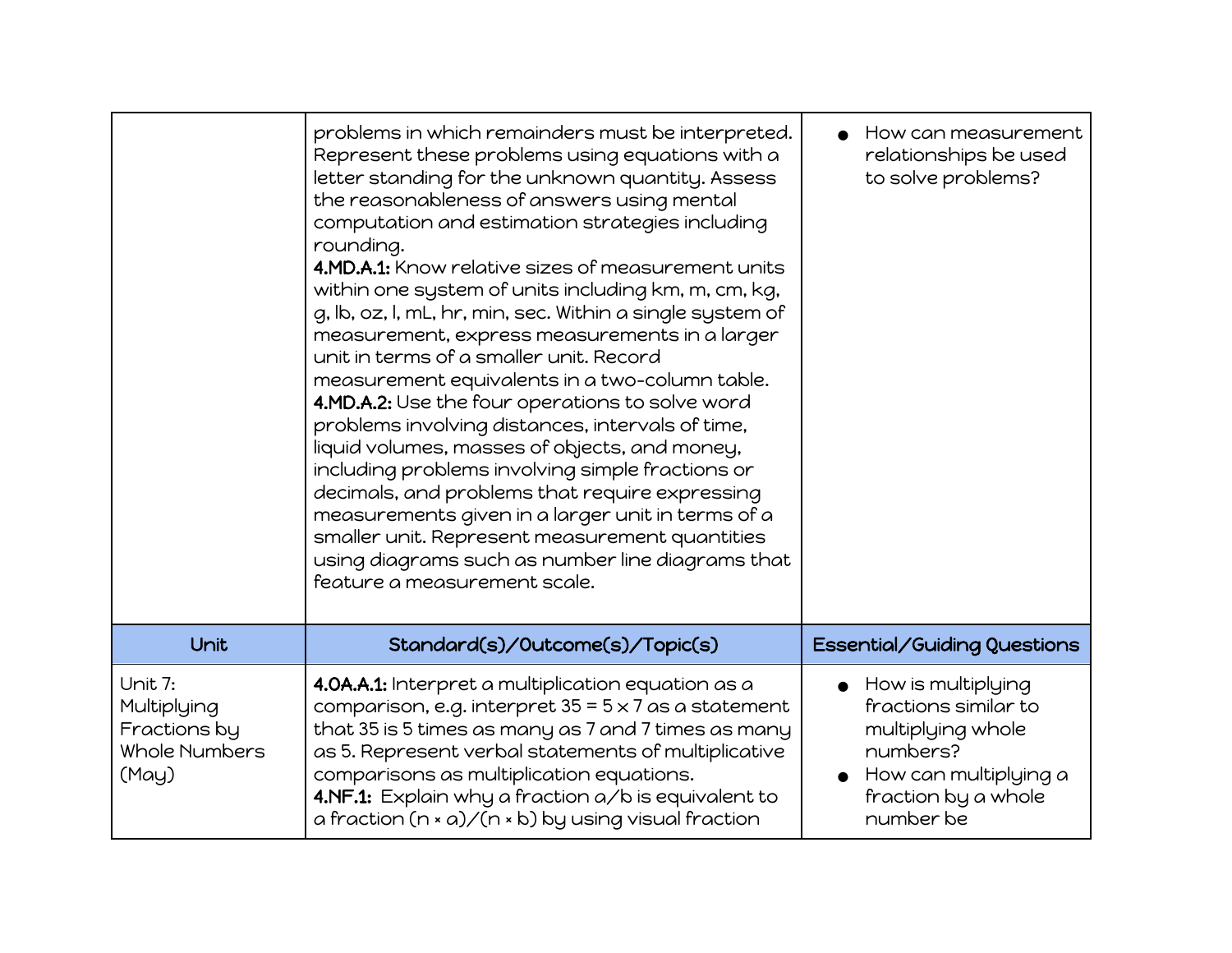| | | |
|---|---|---|
| | problems in which remainders must be interpreted. Represent these problems using equations with a letter standing for the unknown quantity. Assess the reasonableness of answers using mental computation and estimation strategies including rounding.<br>**4.MD.A.1:** Know relative sizes of measurement units within one system of units including km, m, cm, kg, g, lb, oz, l, mL, hr, min, sec. Within a single system of measurement, express measurements in a larger unit in terms of a smaller unit. Record measurement equivalents in a two-column table.<br>**4.MD.A.2:** Use the four operations to solve word problems involving distances, intervals of time, liquid volumes, masses of objects, and money, including problems involving simple fractions or decimals, and problems that require expressing measurements given in a larger unit in terms of a smaller unit. Represent measurement quantities using diagrams such as number line diagrams that feature a measurement scale. | ● How can measurement relationships be used to solve problems? |
| **Unit** | **Standard(s)/Outcome(s)/Topic(s)** | **Essential/Guiding Questions** |
| Unit 7: Multiplying Fractions by Whole Numbers (May) | **4.OA.A.1:** Interpret a multiplication equation as a comparison, e.g. interpret $35 = 5 \times 7$ as a statement that 35 is 5 times as many as 7 and 7 times as many as 5. Represent verbal statements of multiplicative comparisons as multiplication equations.<br>**4.NF.1:** Explain why a fraction $a/b$ is equivalent to a fraction $(n \times a)/(n \times b)$ by using visual fraction | ● How is multiplying fractions similar to multiplying whole numbers?<br>● How can multiplying a fraction by a whole number be |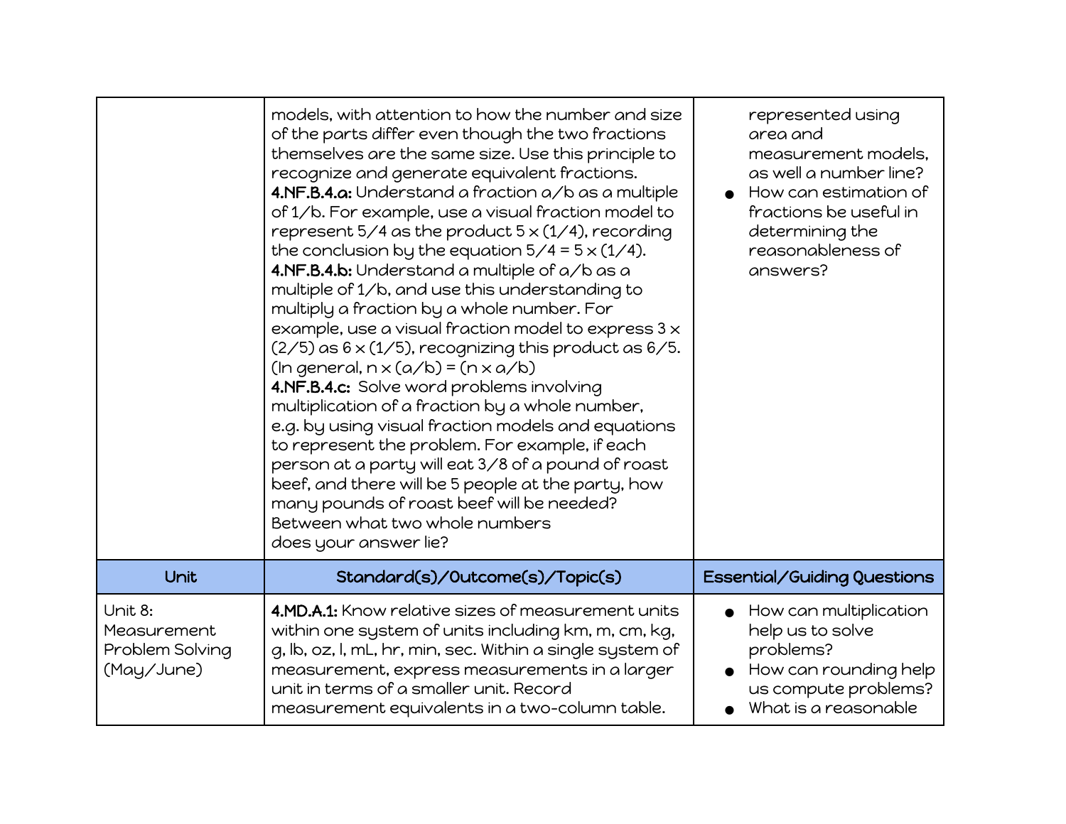| | | |
|---|---|---|
| | models, with attention to how the number and size of the parts differ even though the two fractions themselves are the same size. Use this principle to recognize and generate equivalent fractions.<br>**4.NF.B.4.a:** Understand a fraction $a/b$ as a multiple of $1/b$. For example, use a visual fraction model to represent $5/4$ as the product $5 \times (1/4)$, recording the conclusion by the equation $5/4 = 5 \times (1/4)$.<br>**4.NF.B.4.b:** Understand a multiple of $a/b$ as a multiple of $1/b$, and use this understanding to multiply a fraction by a whole number. For example, use a visual fraction model to express $3 \times (2/5)$ as $6 \times (1/5)$, recognizing this product as $6/5$. (In general, $n \times (a/b) = (n \times a/b)$)<br>**4.NF.B.4.c:** Solve word problems involving multiplication of a fraction by a whole number, e.g. by using visual fraction models and equations to represent the problem. For example, if each person at a party will eat $3/8$ of a pound of roast beef, and there will be 5 people at the party, how many pounds of roast beef will be needed? Between what two whole numbers does your answer lie? | represented using area and measurement models, as well a number line?<br>● How can estimation of fractions be useful in determining the reasonableness of answers? |
| **Unit** | **Standard(s)/Outcome(s)/Topic(s)** | **Essential/Guiding Questions** |
| Unit 8: Measurement Problem Solving (May/June) | **4.MD.A.1:** Know relative sizes of measurement units within one system of units including km, m, cm, kg, g, lb, oz, l, mL, hr, min, sec. Within a single system of measurement, express measurements in a larger unit in terms of a smaller unit. Record measurement equivalents in a two-column table. | ● How can multiplication help us to solve problems?<br>● How can rounding help us compute problems?<br>● What is a reasonable |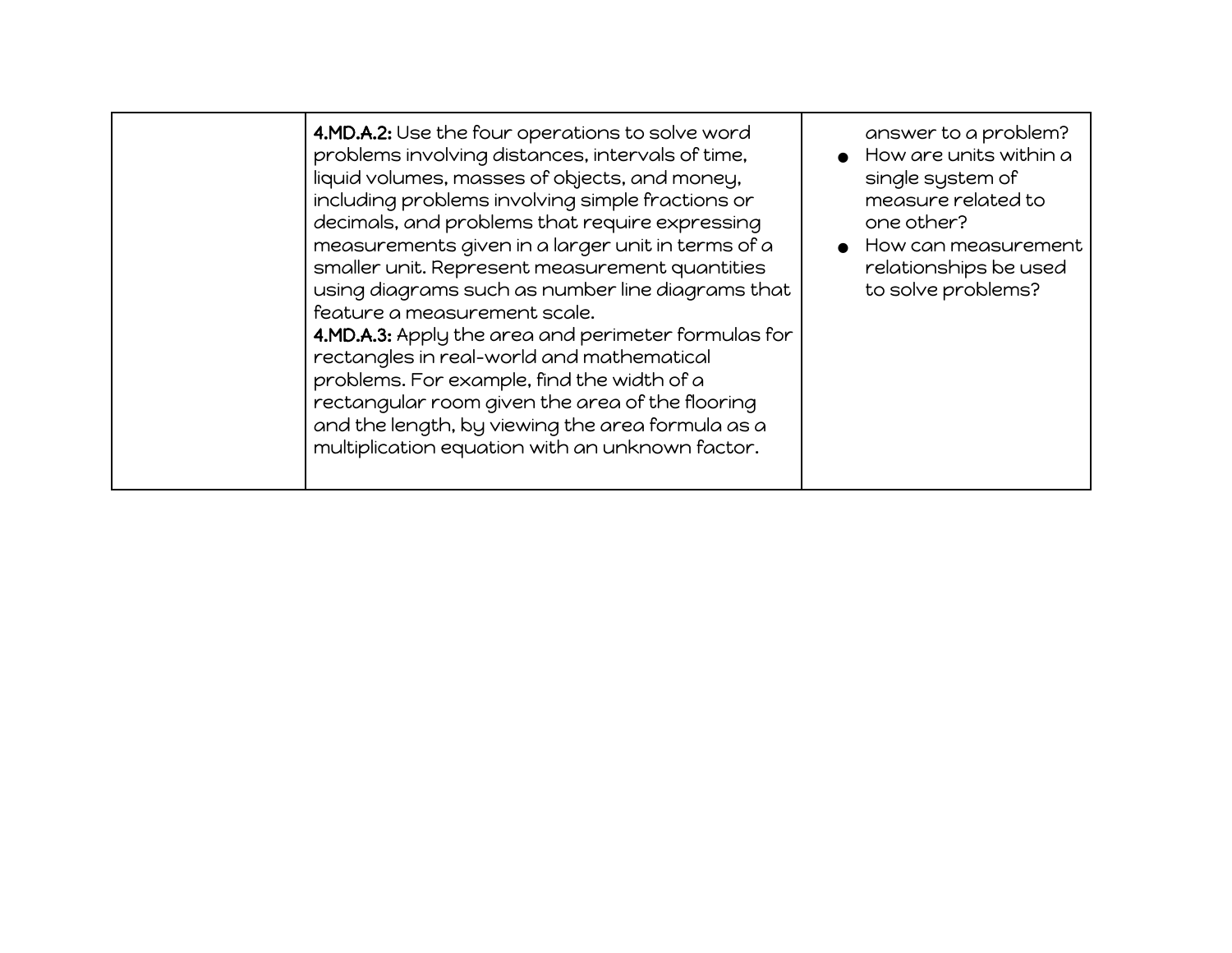| | | |
|---|---|---|
| | **4.MD.A.2:** Use the four operations to solve word problems involving distances, intervals of time, liquid volumes, masses of objects, and money, including problems involving simple fractions or decimals, and problems that require expressing measurements given in a larger unit in terms of a smaller unit. Represent measurement quantities using diagrams such as number line diagrams that feature a measurement scale.<br>**4.MD.A.3:** Apply the area and perimeter formulas for rectangles in real-world and mathematical problems. For example, find the width of a rectangular room given the area of the flooring and the length, by viewing the area formula as a multiplication equation with an unknown factor. | answer to a problem?<br>● How are units within a single system of measure related to one other?<br>● How can measurement relationships be used to solve problems? |